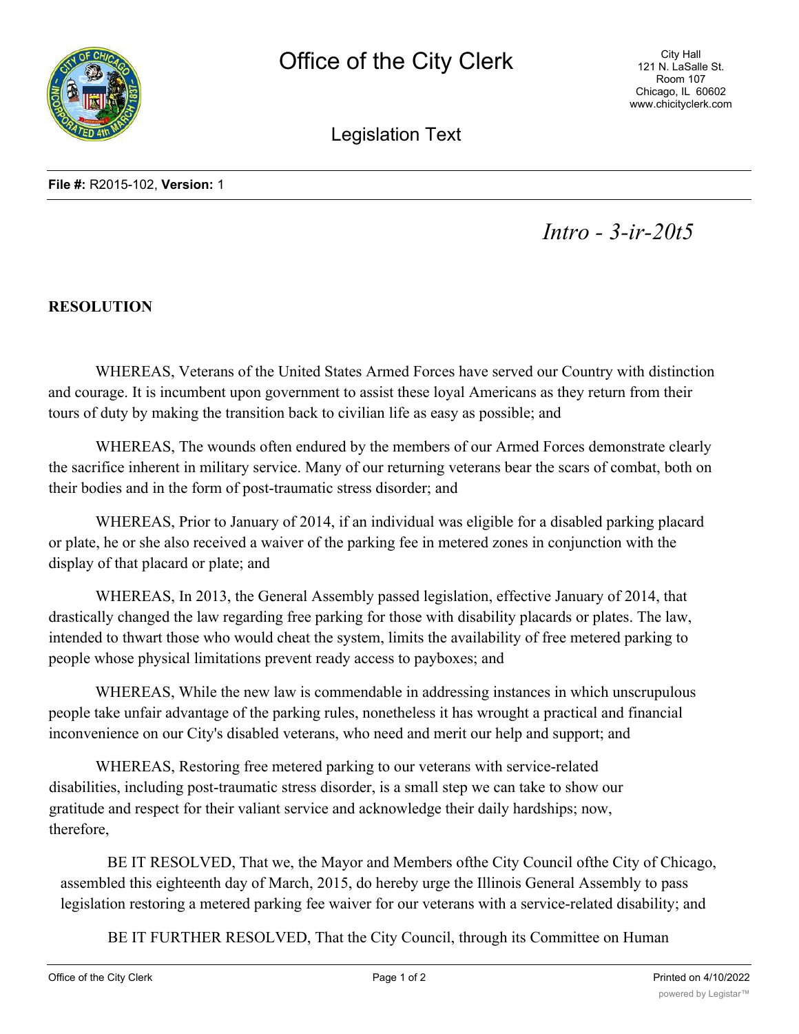**File #:** R2015-102, **Version:** 1

*Intro - 3-ir-20t5*

**RESOLUTION**

WHEREAS, Veterans of the United States Armed Forces have served our Country with distinction and courage. It is incumbent upon government to assist these loyal Americans as they return from their tours of duty by making the transition back to civilian life as easy as possible; and

WHEREAS, The wounds often endured by the members of our Armed Forces demonstrate clearly the sacrifice inherent in military service. Many of our returning veterans bear the scars of combat, both on their bodies and in the form of post-traumatic stress disorder; and

WHEREAS, Prior to January of 2014, if an individual was eligible for a disabled parking placard or plate, he or she also received a waiver of the parking fee in metered zones in conjunction with the display of that placard or plate; and

WHEREAS, In 2013, the General Assembly passed legislation, effective January of 2014, that drastically changed the law regarding free parking for those with disability placards or plates. The law, intended to thwart those who would cheat the system, limits the availability of free metered parking to people whose physical limitations prevent ready access to payboxes; and

WHEREAS, While the new law is commendable in addressing instances in which unscrupulous people take unfair advantage of the parking rules, nonetheless it has wrought a practical and financial inconvenience on our City's disabled veterans, who need and merit our help and support; and

WHEREAS, Restoring free metered parking to our veterans with service-related disabilities, including post-traumatic stress disorder, is a small step we can take to show our gratitude and respect for their valiant service and acknowledge their daily hardships; now, therefore,

BE IT RESOLVED, That we, the Mayor and Members ofthe City Council ofthe City of Chicago, assembled this eighteenth day of March, 2015, do hereby urge the Illinois General Assembly to pass legislation restoring a metered parking fee waiver for our veterans with a service-related disability; and

BE IT FURTHER RESOLVED, That the City Council, through its Committee on Human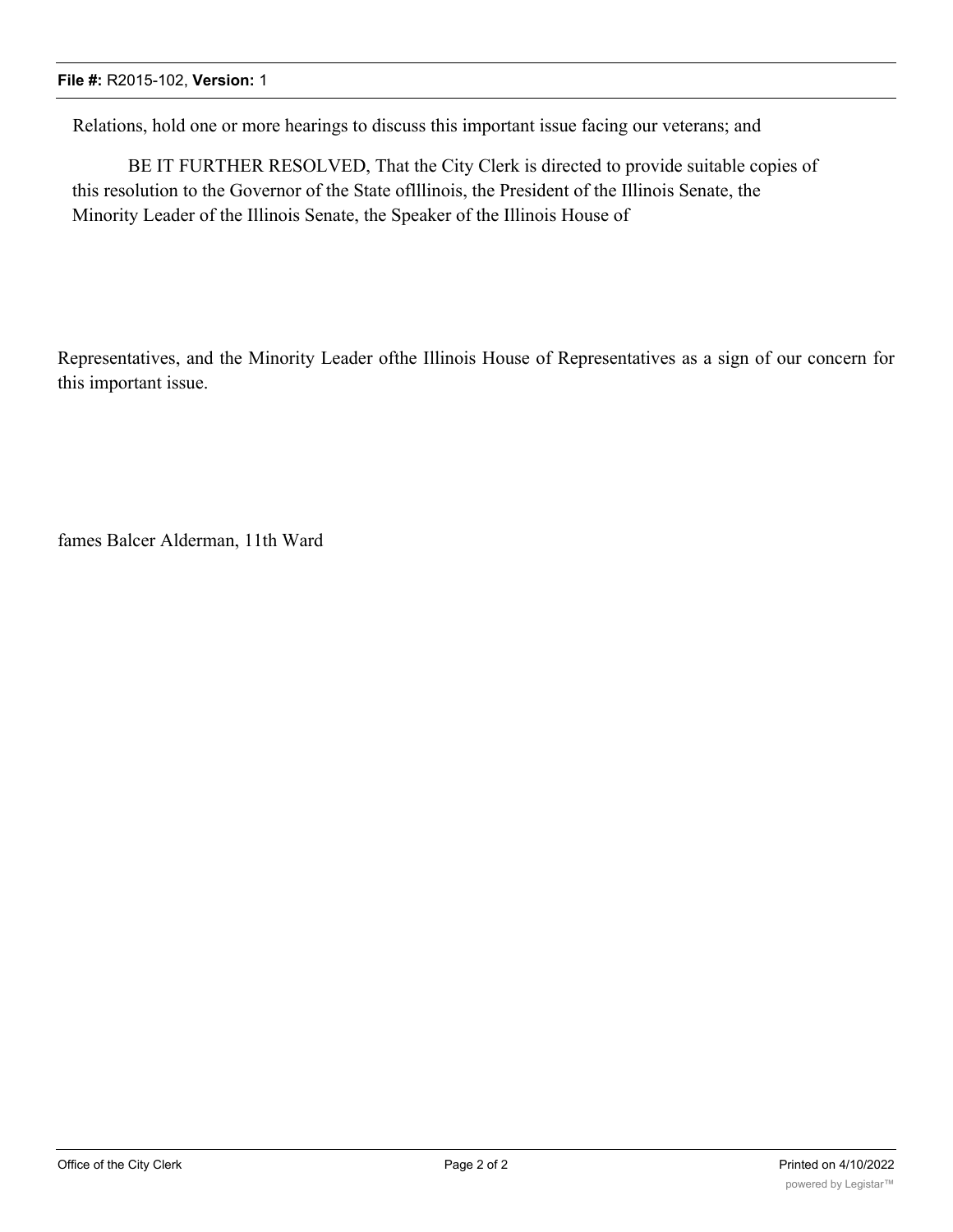Relations, hold one or more hearings to discuss this important issue facing our veterans; and

BE IT FURTHER RESOLVED, That the City Clerk is directed to provide suitable copies of this resolution to the Governor of the State oflllinois, the President of the Illinois Senate, the Minority Leader of the Illinois Senate, the Speaker of the Illinois House of

Representatives, and the Minority Leader ofthe Illinois House of Representatives as a sign of our concern for this important issue.

fames Balcer Alderman, 11th Ward